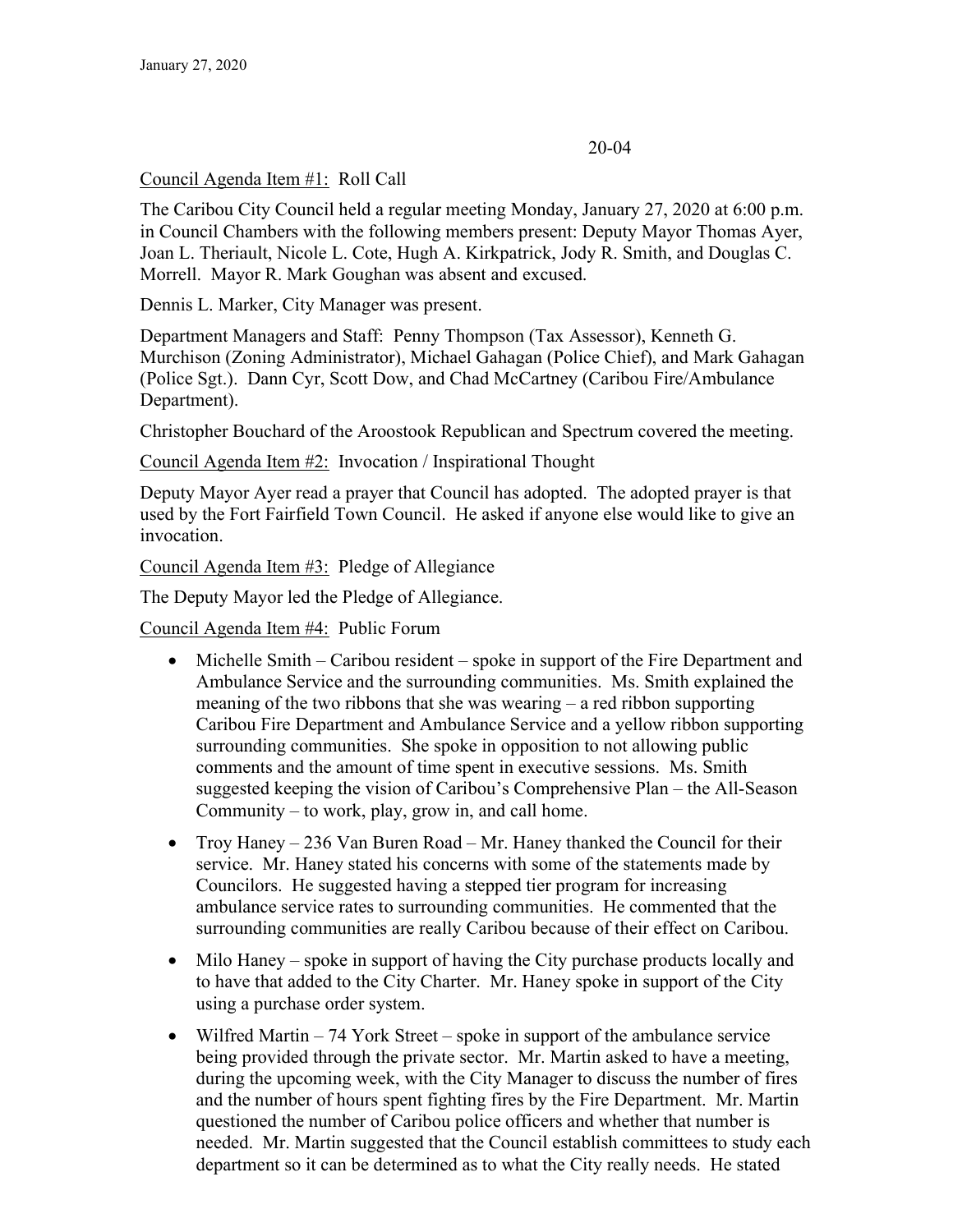January 27, 2020

20-04

Council Agenda Item #1: Roll Call

The Caribou City Council held a regular meeting Monday, January 27, 2020 at 6:00 p.m. in Council Chambers with the following members present: Deputy Mayor Thomas Ayer, Joan L. Theriault, Nicole L. Cote, Hugh A. Kirkpatrick, Jody R. Smith, and Douglas C. Morrell. Mayor R. Mark Goughan was absent and excused.

Dennis L. Marker, City Manager was present.

Department Managers and Staff: Penny Thompson (Tax Assessor), Kenneth G. Murchison (Zoning Administrator), Michael Gahagan (Police Chief), and Mark Gahagan (Police Sgt.). Dann Cyr, Scott Dow, and Chad McCartney (Caribou Fire/Ambulance Department).

Christopher Bouchard of the Aroostook Republican and Spectrum covered the meeting.

Council Agenda Item #2: Invocation / Inspirational Thought

Deputy Mayor Ayer read a prayer that Council has adopted. The adopted prayer is that used by the Fort Fairfield Town Council. He asked if anyone else would like to give an invocation.

Council Agenda Item #3: Pledge of Allegiance

The Deputy Mayor led the Pledge of Allegiance.

Council Agenda Item #4: Public Forum

- Michelle Smith – Caribou resident – spoke in support of the Fire Department and Ambulance Service and the surrounding communities. Ms. Smith explained the meaning of the two ribbons that she was wearing – a red ribbon supporting Caribou Fire Department and Ambulance Service and a yellow ribbon supporting surrounding communities. She spoke in opposition to not allowing public comments and the amount of time spent in executive sessions. Ms. Smith suggested keeping the vision of Caribou's Comprehensive Plan – the All-Season Community – to work, play, grow in, and call home.
- Troy Haney – 236 Van Buren Road – Mr. Haney thanked the Council for their service. Mr. Haney stated his concerns with some of the statements made by Councilors. He suggested having a stepped tier program for increasing ambulance service rates to surrounding communities. He commented that the surrounding communities are really Caribou because of their effect on Caribou.
- Milo Haney – spoke in support of having the City purchase products locally and to have that added to the City Charter. Mr. Haney spoke in support of the City using a purchase order system.
- Wilfred Martin – 74 York Street – spoke in support of the ambulance service being provided through the private sector. Mr. Martin asked to have a meeting, during the upcoming week, with the City Manager to discuss the number of fires and the number of hours spent fighting fires by the Fire Department. Mr. Martin questioned the number of Caribou police officers and whether that number is needed. Mr. Martin suggested that the Council establish committees to study each department so it can be determined as to what the City really needs. He stated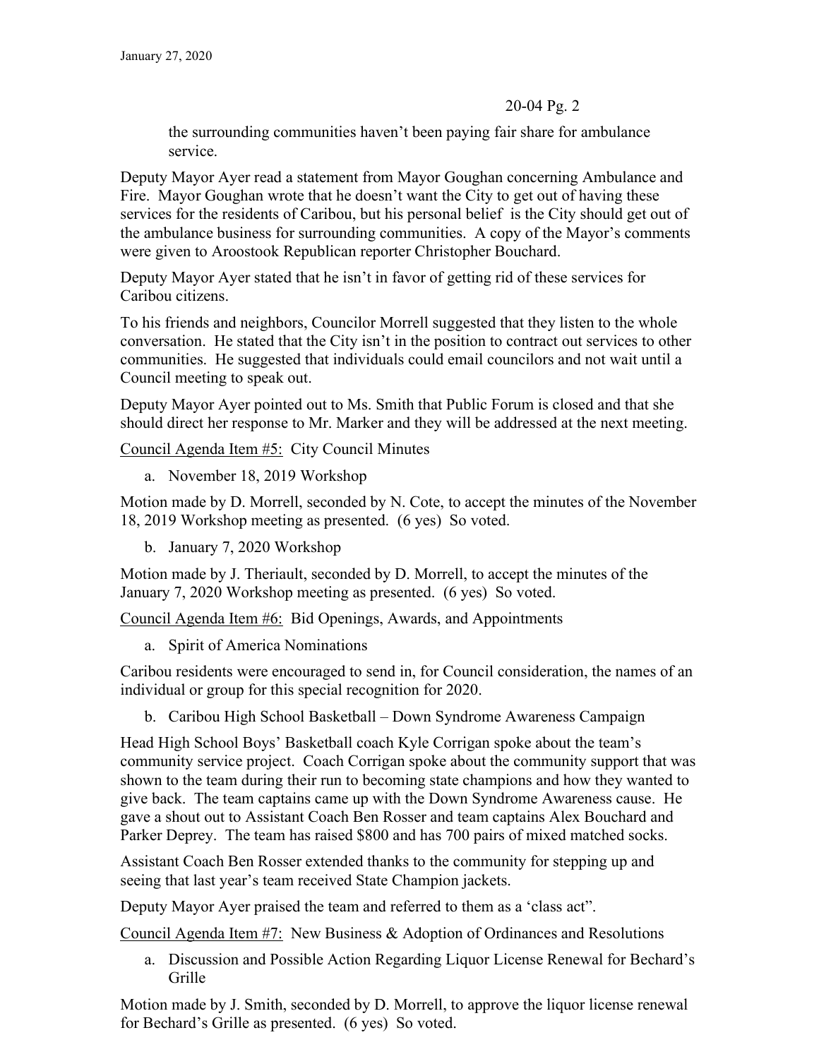the surrounding communities haven't been paying fair share for ambulance service.

Deputy Mayor Ayer read a statement from Mayor Goughan concerning Ambulance and Fire. Mayor Goughan wrote that he doesn't want the City to get out of having these services for the residents of Caribou, but his personal belief is the City should get out of the ambulance business for surrounding communities. A copy of the Mayor's comments were given to Aroostook Republican reporter Christopher Bouchard.

Deputy Mayor Ayer stated that he isn't in favor of getting rid of these services for Caribou citizens.

To his friends and neighbors, Councilor Morrell suggested that they listen to the whole conversation. He stated that the City isn't in the position to contract out services to other communities. He suggested that individuals could email councilors and not wait until a Council meeting to speak out.

Deputy Mayor Ayer pointed out to Ms. Smith that Public Forum is closed and that she should direct her response to Mr. Marker and they will be addressed at the next meeting.

<u>Council Agenda Item #5:</u> City Council Minutes

a. November 18, 2019 Workshop

Motion made by D. Morrell, seconded by N. Cote, to accept the minutes of the November 18, 2019 Workshop meeting as presented. (6 yes) So voted.

b. January 7, 2020 Workshop

Motion made by J. Theriault, seconded by D. Morrell, to accept the minutes of the January 7, 2020 Workshop meeting as presented. (6 yes) So voted.

<u>Council Agenda Item #6:</u> Bid Openings, Awards, and Appointments

a. Spirit of America Nominations

Caribou residents were encouraged to send in, for Council consideration, the names of an individual or group for this special recognition for 2020.

b. Caribou High School Basketball – Down Syndrome Awareness Campaign

Head High School Boys' Basketball coach Kyle Corrigan spoke about the team's community service project. Coach Corrigan spoke about the community support that was shown to the team during their run to becoming state champions and how they wanted to give back. The team captains came up with the Down Syndrome Awareness cause. He gave a shout out to Assistant Coach Ben Rosser and team captains Alex Bouchard and Parker Deprey. The team has raised $800 and has 700 pairs of mixed matched socks.

Assistant Coach Ben Rosser extended thanks to the community for stepping up and seeing that last year's team received State Champion jackets.

Deputy Mayor Ayer praised the team and referred to them as a 'class act".

<u>Council Agenda Item #7:</u> New Business & Adoption of Ordinances and Resolutions

a. Discussion and Possible Action Regarding Liquor License Renewal for Bechard's Grille

Motion made by J. Smith, seconded by D. Morrell, to approve the liquor license renewal for Bechard's Grille as presented. (6 yes) So voted.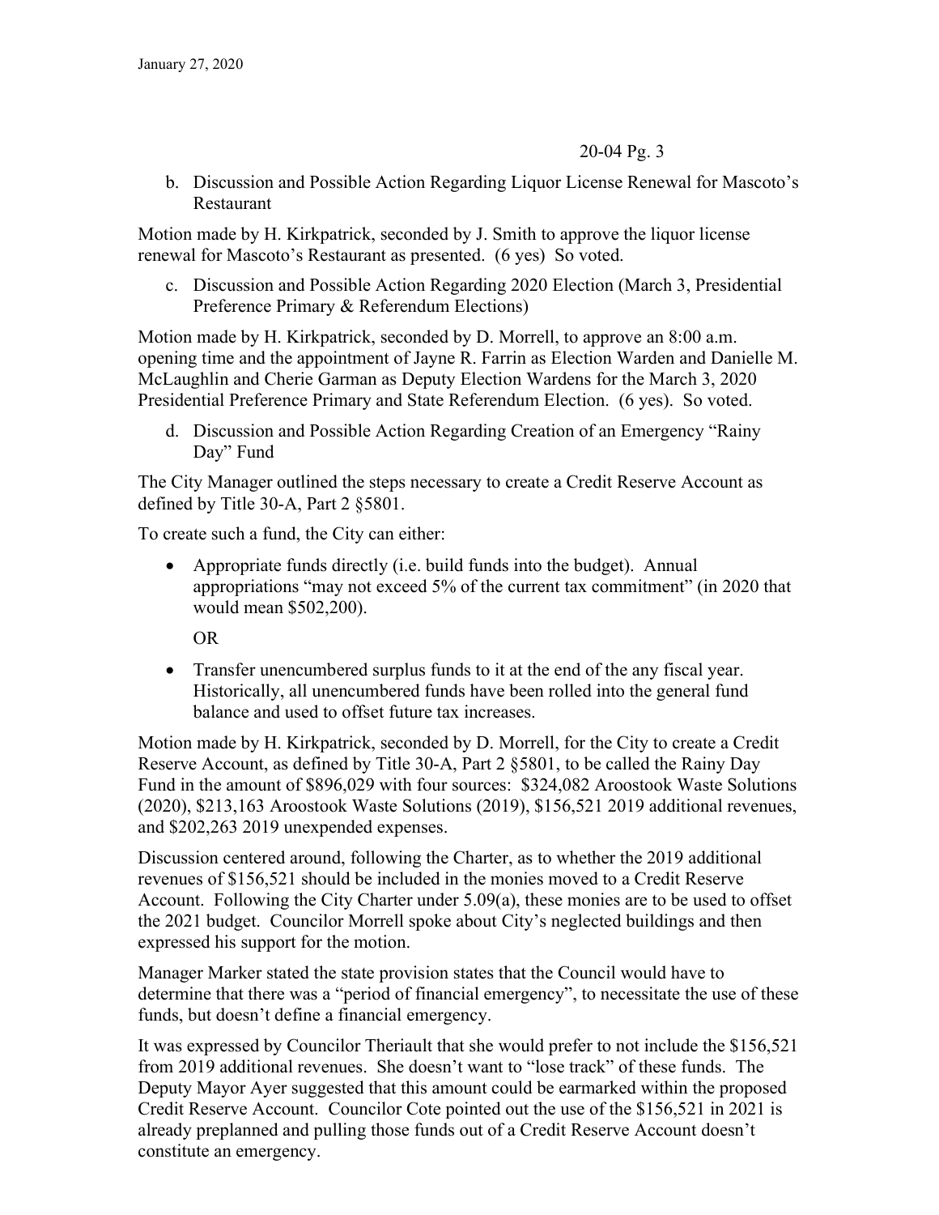b. Discussion and Possible Action Regarding Liquor License Renewal for Mascoto's Restaurant

Motion made by H. Kirkpatrick, seconded by J. Smith to approve the liquor license renewal for Mascoto's Restaurant as presented. (6 yes) So voted.

c. Discussion and Possible Action Regarding 2020 Election (March 3, Presidential Preference Primary & Referendum Elections)

Motion made by H. Kirkpatrick, seconded by D. Morrell, to approve an 8:00 a.m. opening time and the appointment of Jayne R. Farrin as Election Warden and Danielle M. McLaughlin and Cherie Garman as Deputy Election Wardens for the March 3, 2020 Presidential Preference Primary and State Referendum Election. (6 yes). So voted.

d. Discussion and Possible Action Regarding Creation of an Emergency "Rainy Day" Fund

The City Manager outlined the steps necessary to create a Credit Reserve Account as defined by Title 30-A, Part 2 §5801.

To create such a fund, the City can either:

- Appropriate funds directly (i.e. build funds into the budget). Annual appropriations "may not exceed 5% of the current tax commitment" (in 2020 that would mean $502,200).

  OR

- Transfer unencumbered surplus funds to it at the end of the any fiscal year. Historically, all unencumbered funds have been rolled into the general fund balance and used to offset future tax increases.

Motion made by H. Kirkpatrick, seconded by D. Morrell, for the City to create a Credit Reserve Account, as defined by Title 30-A, Part 2 §5801, to be called the Rainy Day Fund in the amount of $896,029 with four sources: $324,082 Aroostook Waste Solutions (2020), $213,163 Aroostook Waste Solutions (2019), $156,521 2019 additional revenues, and $202,263 2019 unexpended expenses.

Discussion centered around, following the Charter, as to whether the 2019 additional revenues of $156,521 should be included in the monies moved to a Credit Reserve Account. Following the City Charter under 5.09(a), these monies are to be used to offset the 2021 budget. Councilor Morrell spoke about City's neglected buildings and then expressed his support for the motion.

Manager Marker stated the state provision states that the Council would have to determine that there was a "period of financial emergency", to necessitate the use of these funds, but doesn't define a financial emergency.

It was expressed by Councilor Theriault that she would prefer to not include the $156,521 from 2019 additional revenues. She doesn't want to "lose track" of these funds. The Deputy Mayor Ayer suggested that this amount could be earmarked within the proposed Credit Reserve Account. Councilor Cote pointed out the use of the $156,521 in 2021 is already preplanned and pulling those funds out of a Credit Reserve Account doesn't constitute an emergency.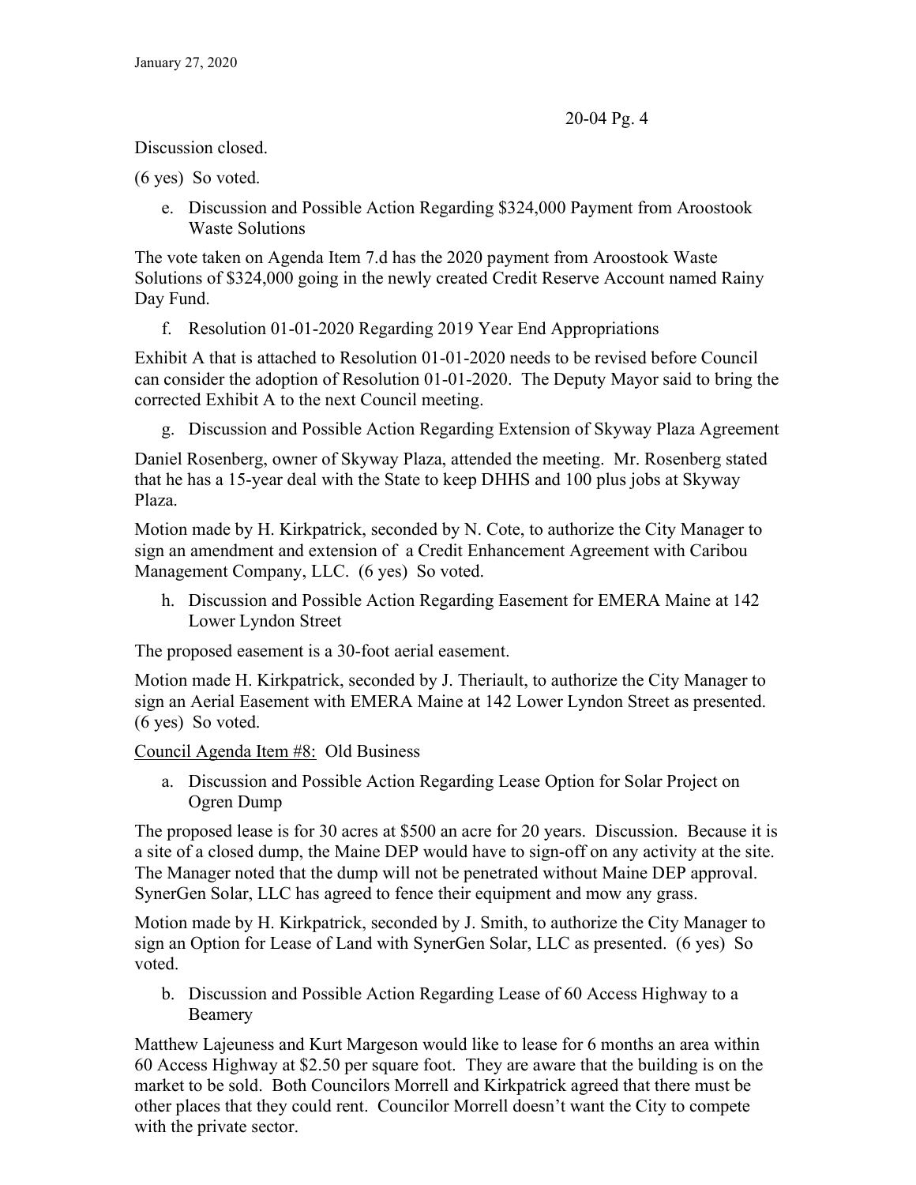Discussion closed.

(6 yes) So voted.

e. Discussion and Possible Action Regarding $324,000 Payment from Aroostook Waste Solutions

The vote taken on Agenda Item 7.d has the 2020 payment from Aroostook Waste Solutions of $324,000 going in the newly created Credit Reserve Account named Rainy Day Fund.

f. Resolution 01-01-2020 Regarding 2019 Year End Appropriations

Exhibit A that is attached to Resolution 01-01-2020 needs to be revised before Council can consider the adoption of Resolution 01-01-2020. The Deputy Mayor said to bring the corrected Exhibit A to the next Council meeting.

g. Discussion and Possible Action Regarding Extension of Skyway Plaza Agreement

Daniel Rosenberg, owner of Skyway Plaza, attended the meeting. Mr. Rosenberg stated that he has a 15-year deal with the State to keep DHHS and 100 plus jobs at Skyway Plaza.

Motion made by H. Kirkpatrick, seconded by N. Cote, to authorize the City Manager to sign an amendment and extension of a Credit Enhancement Agreement with Caribou Management Company, LLC. (6 yes) So voted.

h. Discussion and Possible Action Regarding Easement for EMERA Maine at 142 Lower Lyndon Street

The proposed easement is a 30-foot aerial easement.

Motion made H. Kirkpatrick, seconded by J. Theriault, to authorize the City Manager to sign an Aerial Easement with EMERA Maine at 142 Lower Lyndon Street as presented. (6 yes) So voted.

Council Agenda Item #8: Old Business

a. Discussion and Possible Action Regarding Lease Option for Solar Project on Ogren Dump

The proposed lease is for 30 acres at $500 an acre for 20 years. Discussion. Because it is a site of a closed dump, the Maine DEP would have to sign-off on any activity at the site. The Manager noted that the dump will not be penetrated without Maine DEP approval. SynerGen Solar, LLC has agreed to fence their equipment and mow any grass.

Motion made by H. Kirkpatrick, seconded by J. Smith, to authorize the City Manager to sign an Option for Lease of Land with SynerGen Solar, LLC as presented. (6 yes) So voted.

b. Discussion and Possible Action Regarding Lease of 60 Access Highway to a Beamery

Matthew Lajeunesss and Kurt Margeson would like to lease for 6 months an area within 60 Access Highway at $2.50 per square foot. They are aware that the building is on the market to be sold. Both Councilors Morrell and Kirkpatrick agreed that there must be other places that they could rent. Councilor Morrell doesn't want the City to compete with the private sector.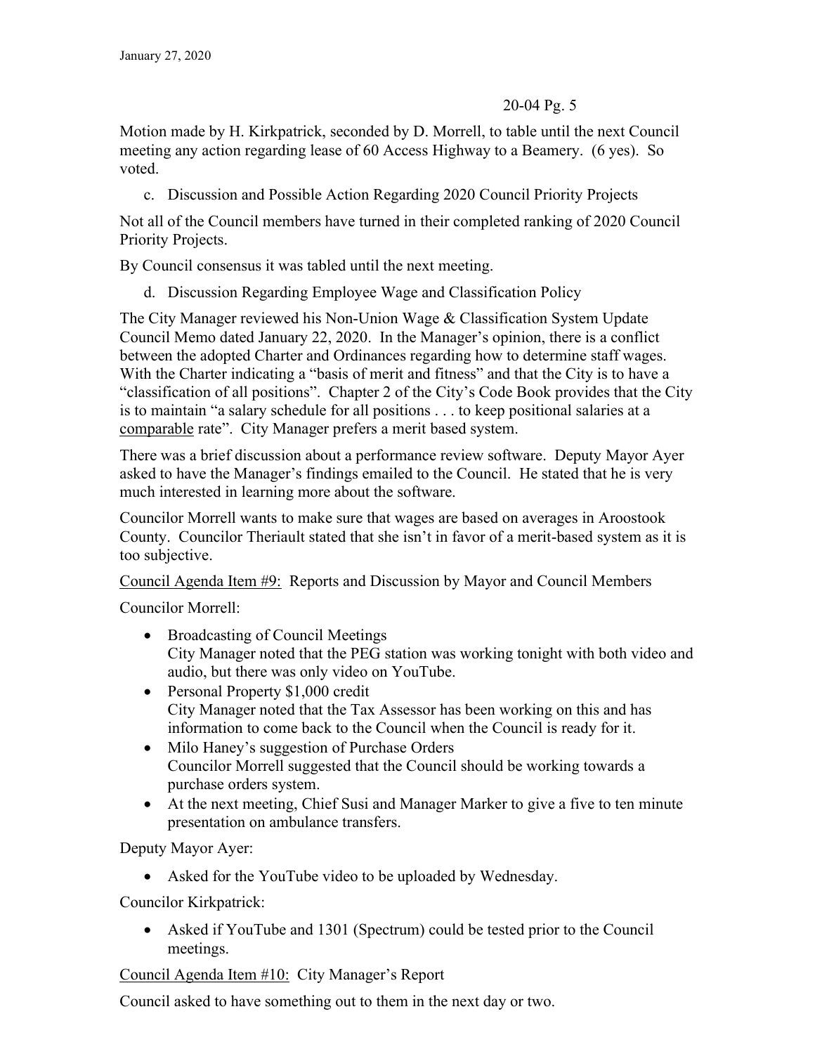Motion made by H. Kirkpatrick, seconded by D. Morrell, to table until the next Council meeting any action regarding lease of 60 Access Highway to a Beamery. (6 yes). So voted.

c. Discussion and Possible Action Regarding 2020 Council Priority Projects

Not all of the Council members have turned in their completed ranking of 2020 Council Priority Projects.

By Council consensus it was tabled until the next meeting.

d. Discussion Regarding Employee Wage and Classification Policy

The City Manager reviewed his Non-Union Wage & Classification System Update Council Memo dated January 22, 2020. In the Manager's opinion, there is a conflict between the adopted Charter and Ordinances regarding how to determine staff wages. With the Charter indicating a "basis of merit and fitness" and that the City is to have a "classification of all positions". Chapter 2 of the City's Code Book provides that the City is to maintain "a salary schedule for all positions . . . to keep positional salaries at a <u>comparable</u> rate". City Manager prefers a merit based system.

There was a brief discussion about a performance review software. Deputy Mayor Ayer asked to have the Manager's findings emailed to the Council. He stated that he is very much interested in learning more about the software.

Councilor Morrell wants to make sure that wages are based on averages in Aroostook County. Councilor Theriault stated that she isn't in favor of a merit-based system as it is too subjective.

<u>Council Agenda Item #9:</u> Reports and Discussion by Mayor and Council Members

Councilor Morrell:

- Broadcasting of Council Meetings
  City Manager noted that the PEG station was working tonight with both video and audio, but there was only video on YouTube.
- Personal Property $1,000 credit
  City Manager noted that the Tax Assessor has been working on this and has information to come back to the Council when the Council is ready for it.
- Milo Haney's suggestion of Purchase Orders
  Councilor Morrell suggested that the Council should be working towards a purchase orders system.
- At the next meeting, Chief Susi and Manager Marker to give a five to ten minute presentation on ambulance transfers.

Deputy Mayor Ayer:

- Asked for the YouTube video to be uploaded by Wednesday.

Councilor Kirkpatrick:

- Asked if YouTube and 1301 (Spectrum) could be tested prior to the Council meetings.

<u>Council Agenda Item #10:</u> City Manager's Report

Council asked to have something out to them in the next day or two.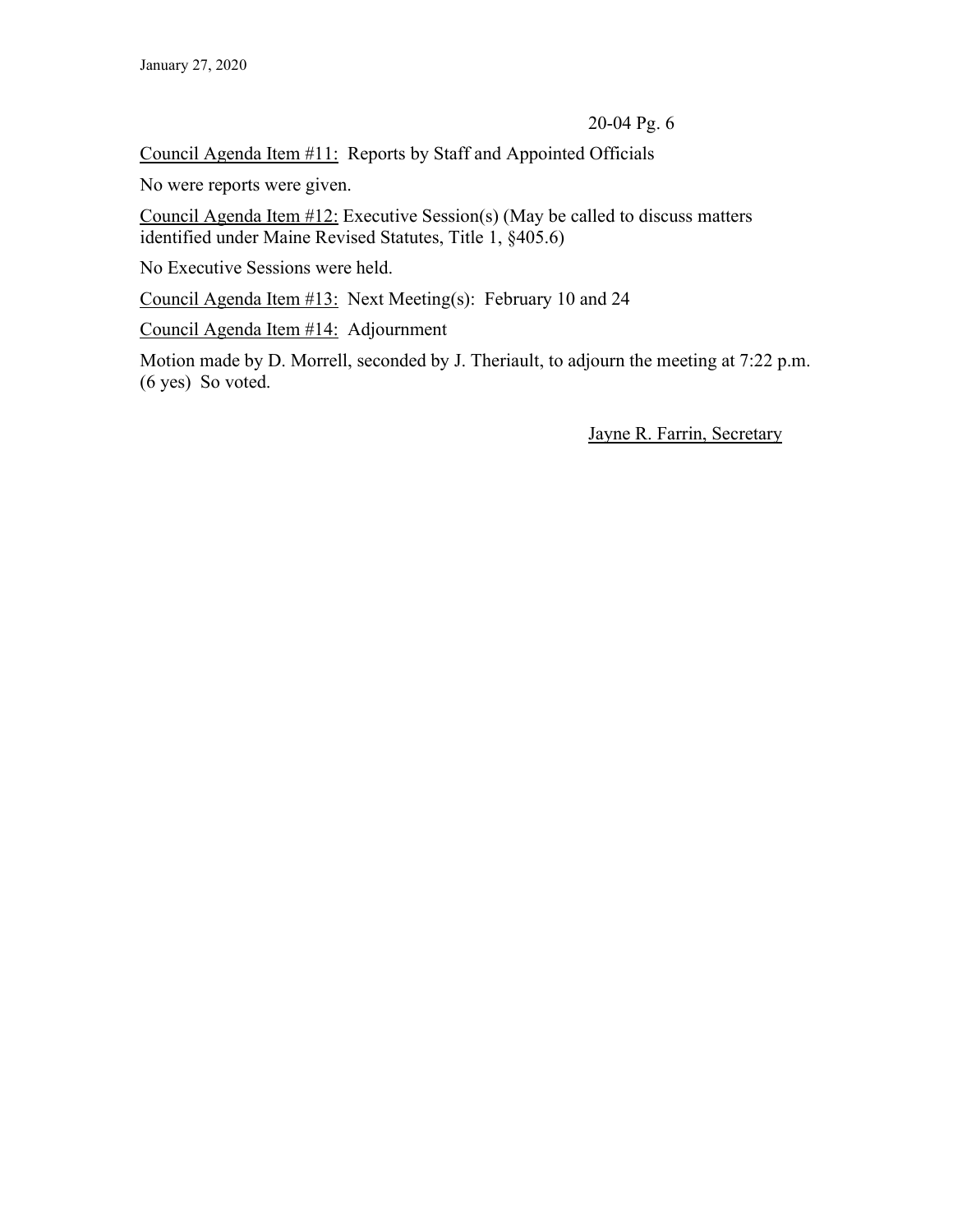Council Agenda Item #11: Reports by Staff and Appointed Officials

No were reports were given.

Council Agenda Item #12: Executive Session(s) (May be called to discuss matters identified under Maine Revised Statutes, Title 1, §405.6)

No Executive Sessions were held.

Council Agenda Item #13: Next Meeting(s): February 10 and 24

Council Agenda Item #14: Adjournment

Motion made by D. Morrell, seconded by J. Theriault, to adjourn the meeting at 7:22 p.m. (6 yes) So voted.

Jayne R. Farrin, Secretary